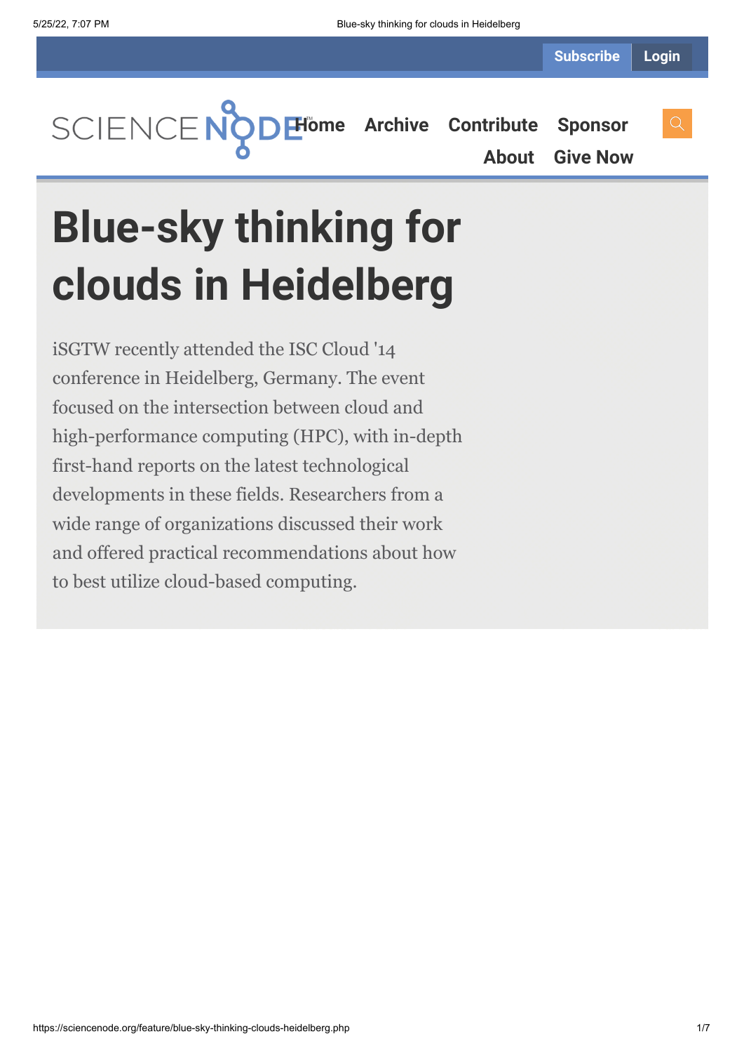# Blue-sky thinking for clouds in Heidelberg

iSGTW recently attended the ISC Cloud '14 conference in Heidelberg, Germany. The event focused on the intersection between cloud and high-performance computing (HPC), with in-depth first-hand reports on the latest technological developments in these fields. Researchers from a wide range of organizations discussed their work and offered practical recommendations about how to best utilize cloud-based computing.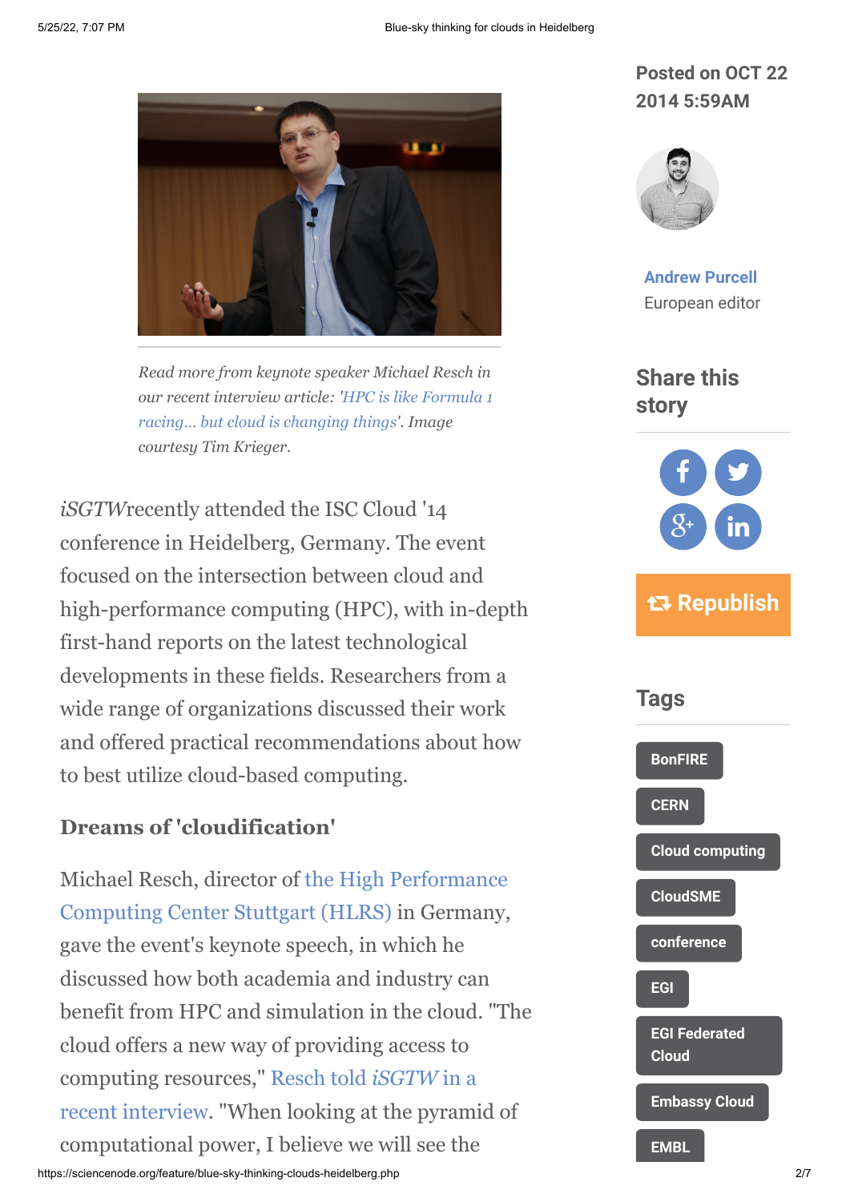*Read more from keynote speaker Michael Resch in our recent interview article: 'HPC is like Formula 1 racing... but cloud is changing things'. Image courtesy Tim Krieger.*

Posted on OCT 22 2014 5:59AM

Andrew Purcell
European editor

*iSGTW* recently attended the ISC Cloud '14 conference in Heidelberg, Germany. The event focused on the intersection between cloud and high-performance computing (HPC), with in-depth first-hand reports on the latest technological developments in these fields. Researchers from a wide range of organizations discussed their work and offered practical recommendations about how to best utilize cloud-based computing.

## Dreams of 'cloudification'

Michael Resch, director of the High Performance Computing Center Stuttgart (HLRS) in Germany, gave the event's keynote speech, in which he discussed how both academia and industry can benefit from HPC and simulation in the cloud. "The cloud offers a new way of providing access to computing resources," Resch told *iSGTW* in a recent interview. "When looking at the pyramid of computational power, I believe we will see the

Share this story

Republish

Tags

BonFIRE

CERN

Cloud computing

CloudSME

conference

EGI

EGI Federated Cloud

Embassy Cloud

EMBL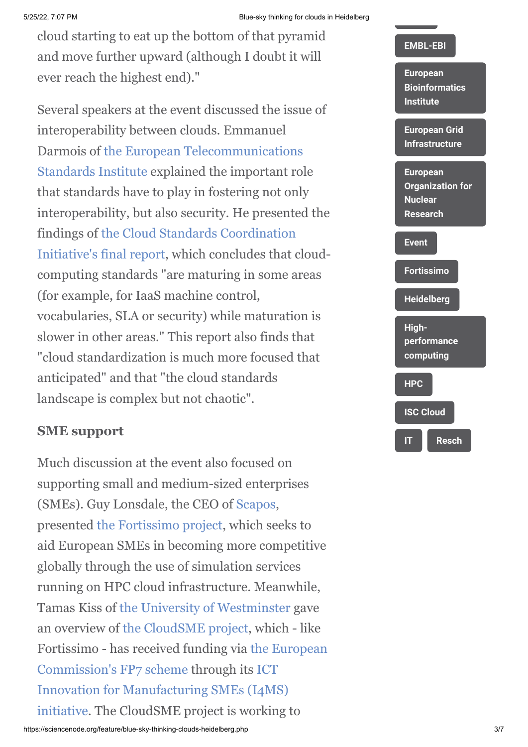cloud starting to eat up the bottom of that pyramid and move further upward (although I doubt it will ever reach the highest end)."

Several speakers at the event discussed the issue of interoperability between clouds. Emmanuel Darmois of the European Telecommunications Standards Institute explained the important role that standards have to play in fostering not only interoperability, but also security. He presented the findings of the Cloud Standards Coordination Initiative's final report, which concludes that cloud-computing standards "are maturing in some areas (for example, for IaaS machine control, vocabularies, SLA or security) while maturation is slower in other areas." This report also finds that "cloud standardization is much more focused that anticipated" and that "the cloud standards landscape is complex but not chaotic".

### SME support

Much discussion at the event also focused on supporting small and medium-sized enterprises (SMEs). Guy Lonsdale, the CEO of Scapos, presented the Fortissimo project, which seeks to aid European SMEs in becoming more competitive globally through the use of simulation services running on HPC cloud infrastructure. Meanwhile, Tamas Kiss of the University of Westminster gave an overview of the CloudSME project, which - like Fortissimo - has received funding via the European Commission's FP7 scheme through its ICT Innovation for Manufacturing SMEs (I4MS) initiative. The CloudSME project is working to

EMBL-EBI

European Bioinformatics Institute

European Grid Infrastructure

European Organization for Nuclear Research

Event

Fortissimo

Heidelberg

High-performance computing

HPC

ISC Cloud

IT

Resch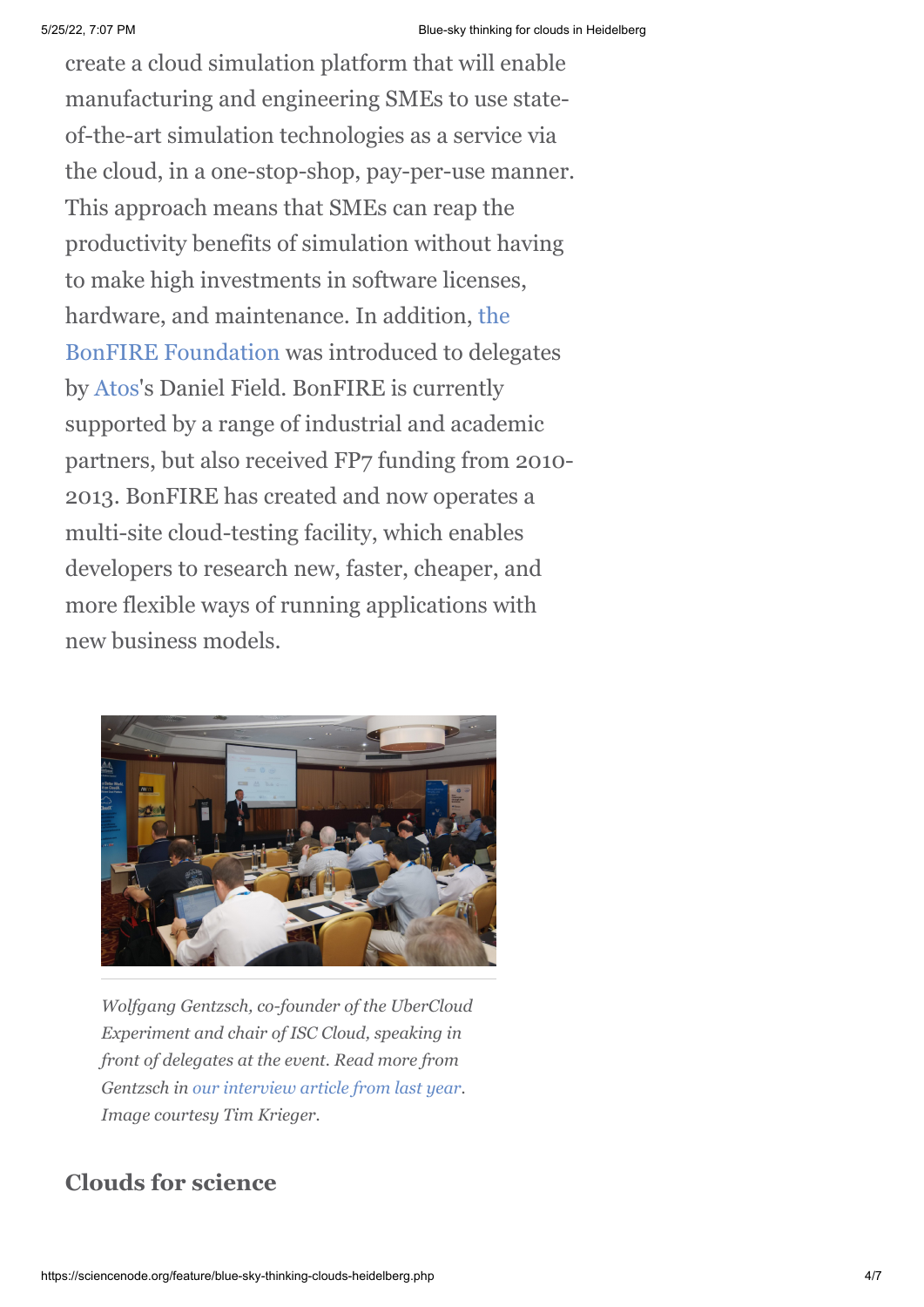create a cloud simulation platform that will enable manufacturing and engineering SMEs to use state-of-the-art simulation technologies as a service via the cloud, in a one-stop-shop, pay-per-use manner. This approach means that SMEs can reap the productivity benefits of simulation without having to make high investments in software licenses, hardware, and maintenance. In addition, the BonFIRE Foundation was introduced to delegates by Atos's Daniel Field. BonFIRE is currently supported by a range of industrial and academic partners, but also received FP7 funding from 2010-2013. BonFIRE has created and now operates a multi-site cloud-testing facility, which enables developers to research new, faster, cheaper, and more flexible ways of running applications with new business models.

*Wolfgang Gentzsch, co-founder of the UberCloud Experiment and chair of ISC Cloud, speaking in front of delegates at the event. Read more from Gentzsch in our interview article from last year. Image courtesy Tim Krieger.*

## Clouds for science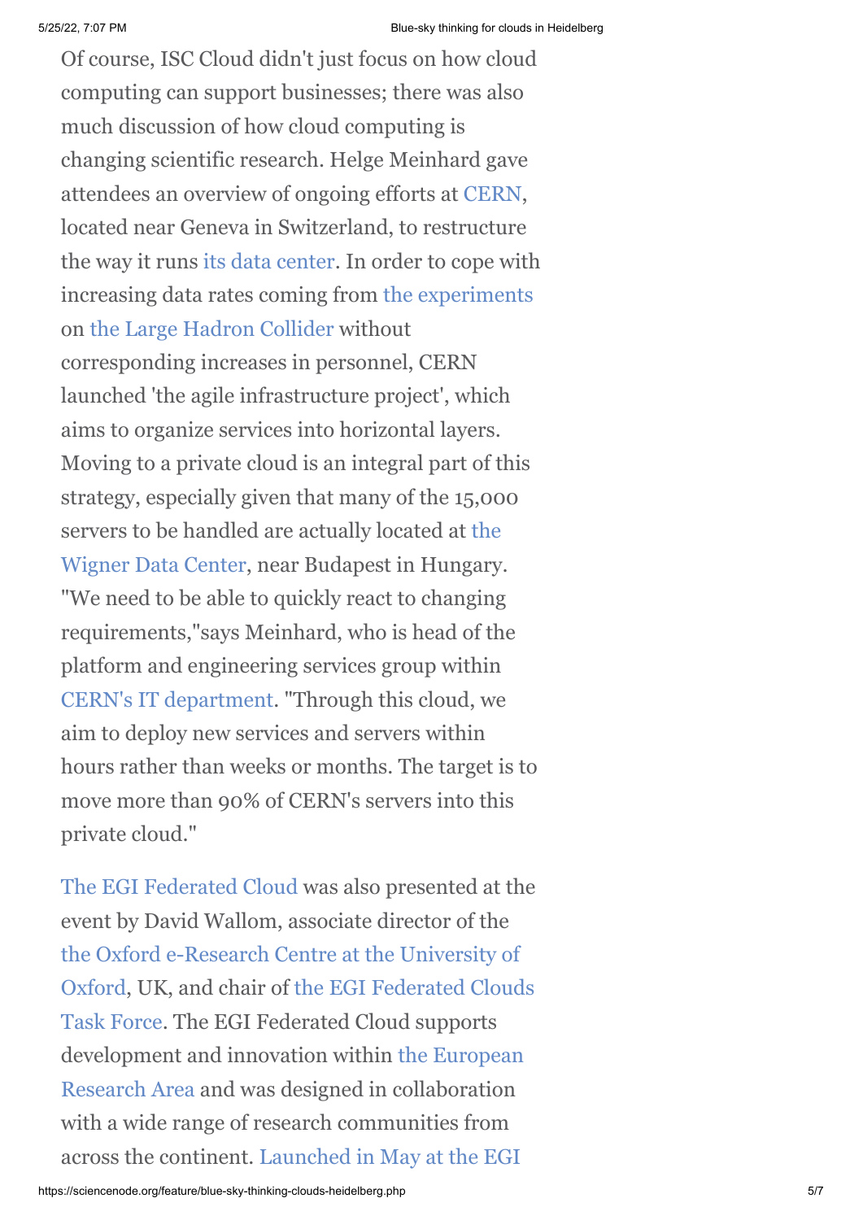Of course, ISC Cloud didn't just focus on how cloud computing can support businesses; there was also much discussion of how cloud computing is changing scientific research. Helge Meinhard gave attendees an overview of ongoing efforts at CERN, located near Geneva in Switzerland, to restructure the way it runs its data center. In order to cope with increasing data rates coming from the experiments on the Large Hadron Collider without corresponding increases in personnel, CERN launched 'the agile infrastructure project', which aims to organize services into horizontal layers. Moving to a private cloud is an integral part of this strategy, especially given that many of the 15,000 servers to be handled are actually located at the Wigner Data Center, near Budapest in Hungary. "We need to be able to quickly react to changing requirements,"says Meinhard, who is head of the platform and engineering services group within CERN's IT department. "Through this cloud, we aim to deploy new services and servers within hours rather than weeks or months. The target is to move more than 90% of CERN's servers into this private cloud."

The EGI Federated Cloud was also presented at the event by David Wallom, associate director of the the Oxford e-Research Centre at the University of Oxford, UK, and chair of the EGI Federated Clouds Task Force. The EGI Federated Cloud supports development and innovation within the European Research Area and was designed in collaboration with a wide range of research communities from across the continent. Launched in May at the EGI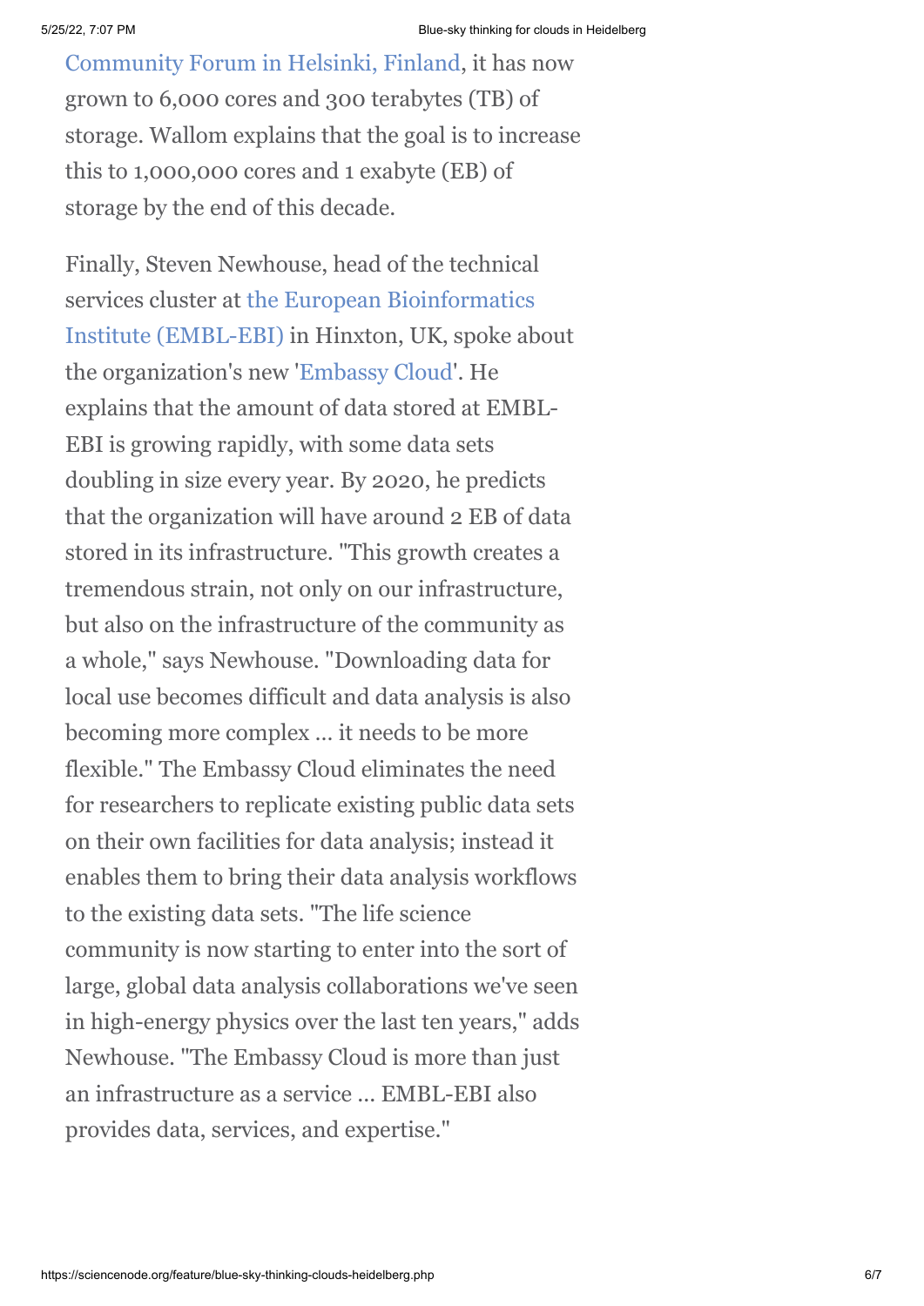Community Forum in Helsinki, Finland, it has now grown to 6,000 cores and 300 terabytes (TB) of storage. Wallom explains that the goal is to increase this to 1,000,000 cores and 1 exabyte (EB) of storage by the end of this decade.

Finally, Steven Newhouse, head of the technical services cluster at the European Bioinformatics Institute (EMBL-EBI) in Hinxton, UK, spoke about the organization's new 'Embassy Cloud'. He explains that the amount of data stored at EMBL-EBI is growing rapidly, with some data sets doubling in size every year. By 2020, he predicts that the organization will have around 2 EB of data stored in its infrastructure. "This growth creates a tremendous strain, not only on our infrastructure, but also on the infrastructure of the community as a whole," says Newhouse. "Downloading data for local use becomes difficult and data analysis is also becoming more complex … it needs to be more flexible." The Embassy Cloud eliminates the need for researchers to replicate existing public data sets on their own facilities for data analysis; instead it enables them to bring their data analysis workflows to the existing data sets. "The life science community is now starting to enter into the sort of large, global data analysis collaborations we've seen in high-energy physics over the last ten years," adds Newhouse. "The Embassy Cloud is more than just an infrastructure as a service … EMBL-EBI also provides data, services, and expertise."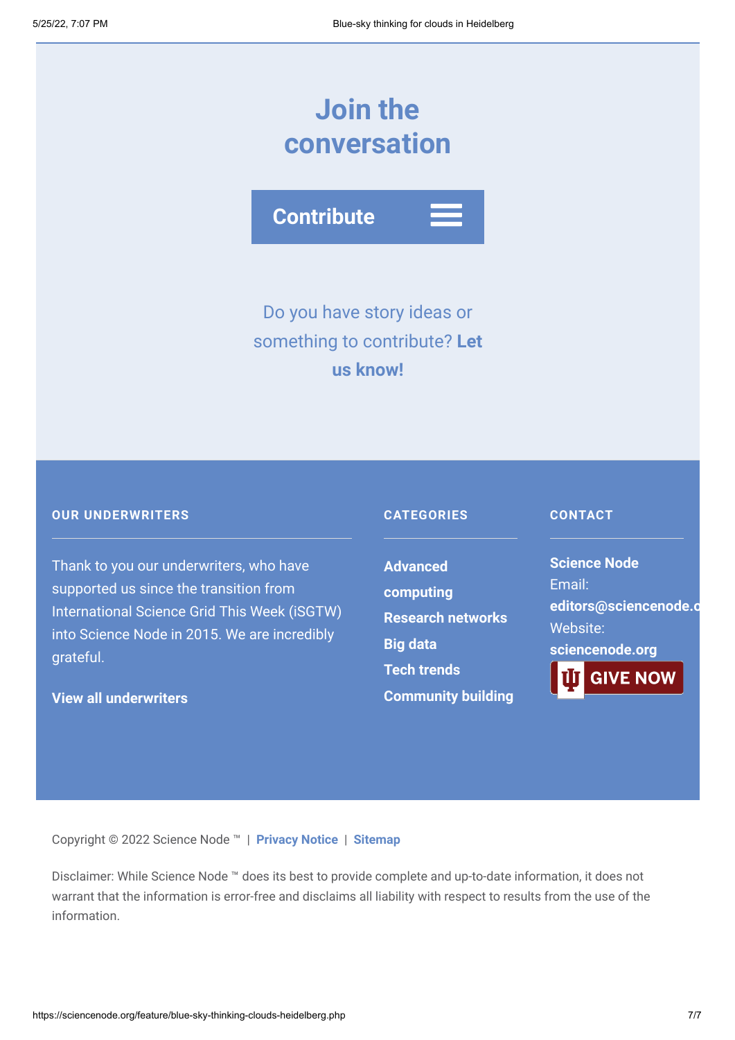# Join the conversation

**Contribute**

Do you have story ideas or something to contribute? **Let us know!**

### OUR UNDERWRITERS

Thank to you our underwriters, who have supported us since the transition from International Science Grid This Week (iSGTW) into Science Node in 2015. We are incredibly grateful.

**View all underwriters**

### CATEGORIES

**Advanced computing**
**Research networks**
**Big data**
**Tech trends**
**Community building**

### CONTACT

**Science Node**
Email:
**editors@sciencenode.o**
Website:
**sciencenode.org**

**GIVE NOW**

Copyright © 2022 Science Node ™ | **Privacy Notice** | **Sitemap**

Disclaimer: While Science Node ™ does its best to provide complete and up-to-date information, it does not warrant that the information is error-free and disclaims all liability with respect to results from the use of the information.